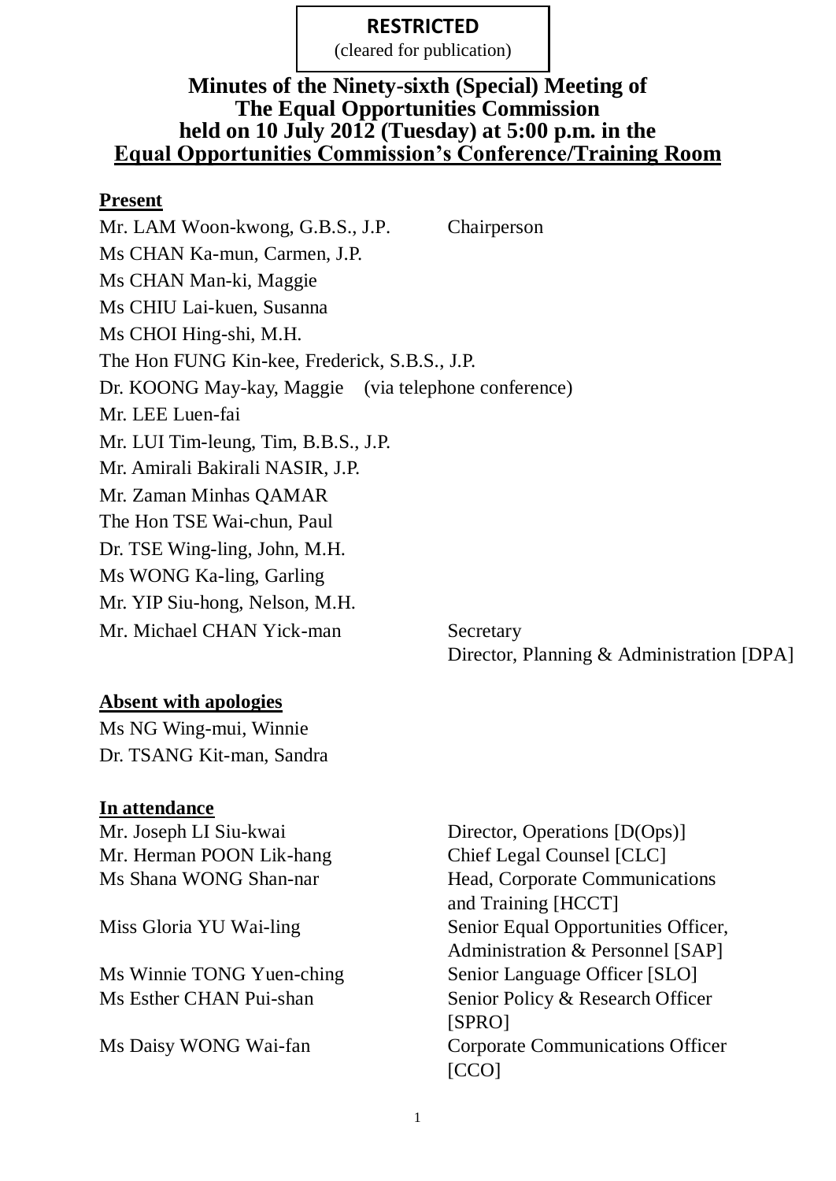**RESTRICTED**
(cleared for publication)

# Minutes of the Ninety-sixth (Special) Meeting of The Equal Opportunities Commission held on 10 July 2012 (Tuesday) at 5:00 p.m. in the Equal Opportunities Commission's Conference/Training Room

**Present**

Mr. LAM Woon-kwong, G.B.S., J.P. Chairperson
Ms CHAN Ka-mun, Carmen, J.P.
Ms CHAN Man-ki, Maggie
Ms CHIU Lai-kuen, Susanna
Ms CHOI Hing-shi, M.H.
The Hon FUNG Kin-kee, Frederick, S.B.S., J.P.
Dr. KOONG May-kay, Maggie (via telephone conference)
Mr. LEE Luen-fai
Mr. LUI Tim-leung, Tim, B.B.S., J.P.
Mr. Amirali Bakirali NASIR, J.P.
Mr. Zaman Minhas QAMAR
The Hon TSE Wai-chun, Paul
Dr. TSE Wing-ling, John, M.H.
Ms WONG Ka-ling, Garling
Mr. YIP Siu-hong, Nelson, M.H.
Mr. Michael CHAN Yick-man Secretary
Director, Planning & Administration [DPA]

**Absent with apologies**

Ms NG Wing-mui, Winnie
Dr. TSANG Kit-man, Sandra

**In attendance**

| | |
|---|---|
| Mr. Joseph LI Siu-kwai | Director, Operations [D(Ops)] |
| Mr. Herman POON Lik-hang | Chief Legal Counsel [CLC] |
| Ms Shana WONG Shan-nar | Head, Corporate Communications and Training [HCCT] |
| Miss Gloria YU Wai-ling | Senior Equal Opportunities Officer, Administration & Personnel [SAP] |
| Ms Winnie TONG Yuen-ching | Senior Language Officer [SLO] |
| Ms Esther CHAN Pui-shan | Senior Policy & Research Officer [SPRO] |
| Ms Daisy WONG Wai-fan | Corporate Communications Officer [CCO] |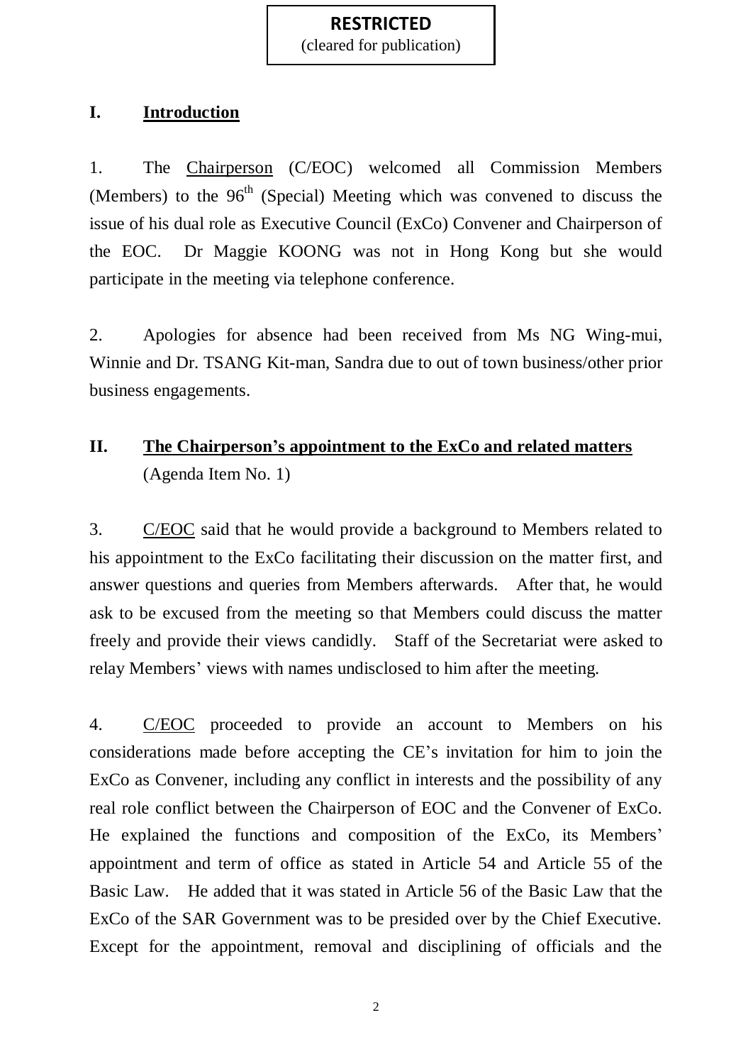**RESTRICTED**
(cleared for publication)

## I. Introduction

1. The Chairperson (C/EOC) welcomed all Commission Members (Members) to the 96th (Special) Meeting which was convened to discuss the issue of his dual role as Executive Council (ExCo) Convener and Chairperson of the EOC. Dr Maggie KOONG was not in Hong Kong but she would participate in the meeting via telephone conference.

2. Apologies for absence had been received from Ms NG Wing-mui, Winnie and Dr. TSANG Kit-man, Sandra due to out of town business/other prior business engagements.

## II. The Chairperson's appointment to the ExCo and related matters
(Agenda Item No. 1)

3. C/EOC said that he would provide a background to Members related to his appointment to the ExCo facilitating their discussion on the matter first, and answer questions and queries from Members afterwards. After that, he would ask to be excused from the meeting so that Members could discuss the matter freely and provide their views candidly. Staff of the Secretariat were asked to relay Members' views with names undisclosed to him after the meeting.

4. C/EOC proceeded to provide an account to Members on his considerations made before accepting the CE's invitation for him to join the ExCo as Convener, including any conflict in interests and the possibility of any real role conflict between the Chairperson of EOC and the Convener of ExCo. He explained the functions and composition of the ExCo, its Members' appointment and term of office as stated in Article 54 and Article 55 of the Basic Law. He added that it was stated in Article 56 of the Basic Law that the ExCo of the SAR Government was to be presided over by the Chief Executive. Except for the appointment, removal and disciplining of officials and the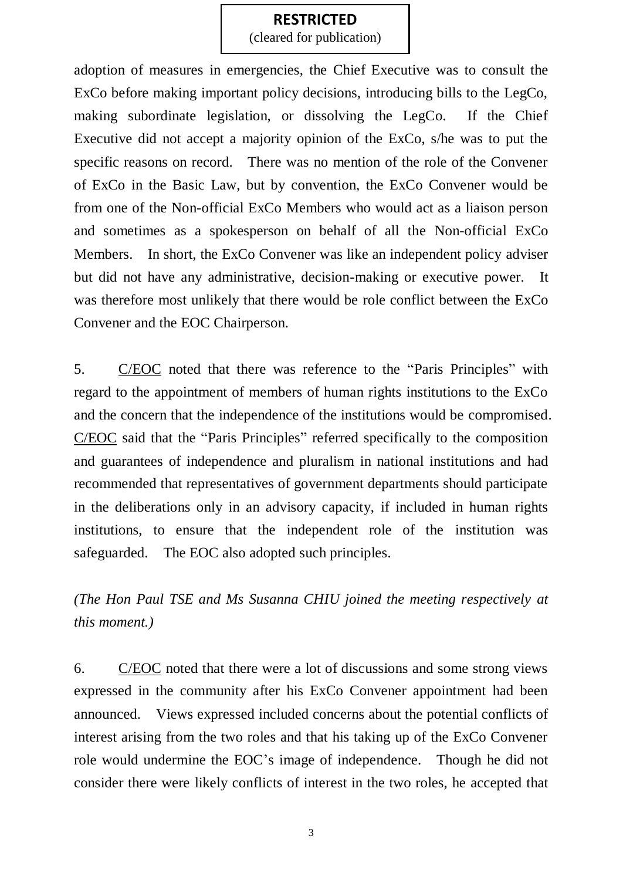adoption of measures in emergencies, the Chief Executive was to consult the ExCo before making important policy decisions, introducing bills to the LegCo, making subordinate legislation, or dissolving the LegCo. If the Chief Executive did not accept a majority opinion of the ExCo, s/he was to put the specific reasons on record. There was no mention of the role of the Convener of ExCo in the Basic Law, but by convention, the ExCo Convener would be from one of the Non-official ExCo Members who would act as a liaison person and sometimes as a spokesperson on behalf of all the Non-official ExCo Members. In short, the ExCo Convener was like an independent policy adviser but did not have any administrative, decision-making or executive power. It was therefore most unlikely that there would be role conflict between the ExCo Convener and the EOC Chairperson.

5. C/EOC noted that there was reference to the "Paris Principles" with regard to the appointment of members of human rights institutions to the ExCo and the concern that the independence of the institutions would be compromised. C/EOC said that the "Paris Principles" referred specifically to the composition and guarantees of independence and pluralism in national institutions and had recommended that representatives of government departments should participate in the deliberations only in an advisory capacity, if included in human rights institutions, to ensure that the independent role of the institution was safeguarded. The EOC also adopted such principles.

*(The Hon Paul TSE and Ms Susanna CHIU joined the meeting respectively at this moment.)*

6. C/EOC noted that there were a lot of discussions and some strong views expressed in the community after his ExCo Convener appointment had been announced. Views expressed included concerns about the potential conflicts of interest arising from the two roles and that his taking up of the ExCo Convener role would undermine the EOC's image of independence. Though he did not consider there were likely conflicts of interest in the two roles, he accepted that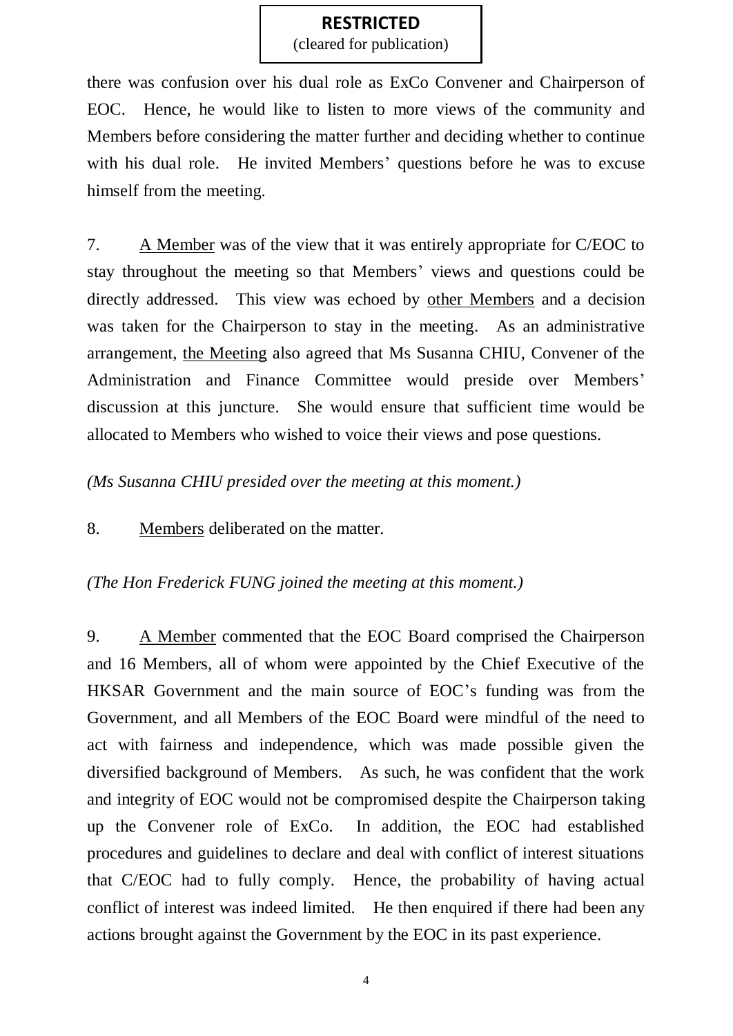there was confusion over his dual role as ExCo Convener and Chairperson of EOC. Hence, he would like to listen to more views of the community and Members before considering the matter further and deciding whether to continue with his dual role. He invited Members' questions before he was to excuse himself from the meeting.

7. A Member was of the view that it was entirely appropriate for C/EOC to stay throughout the meeting so that Members' views and questions could be directly addressed. This view was echoed by other Members and a decision was taken for the Chairperson to stay in the meeting. As an administrative arrangement, the Meeting also agreed that Ms Susanna CHIU, Convener of the Administration and Finance Committee would preside over Members' discussion at this juncture. She would ensure that sufficient time would be allocated to Members who wished to voice their views and pose questions.

*(Ms Susanna CHIU presided over the meeting at this moment.)*

8. Members deliberated on the matter.

*(The Hon Frederick FUNG joined the meeting at this moment.)*

9. A Member commented that the EOC Board comprised the Chairperson and 16 Members, all of whom were appointed by the Chief Executive of the HKSAR Government and the main source of EOC's funding was from the Government, and all Members of the EOC Board were mindful of the need to act with fairness and independence, which was made possible given the diversified background of Members. As such, he was confident that the work and integrity of EOC would not be compromised despite the Chairperson taking up the Convener role of ExCo. In addition, the EOC had established procedures and guidelines to declare and deal with conflict of interest situations that C/EOC had to fully comply. Hence, the probability of having actual conflict of interest was indeed limited. He then enquired if there had been any actions brought against the Government by the EOC in its past experience.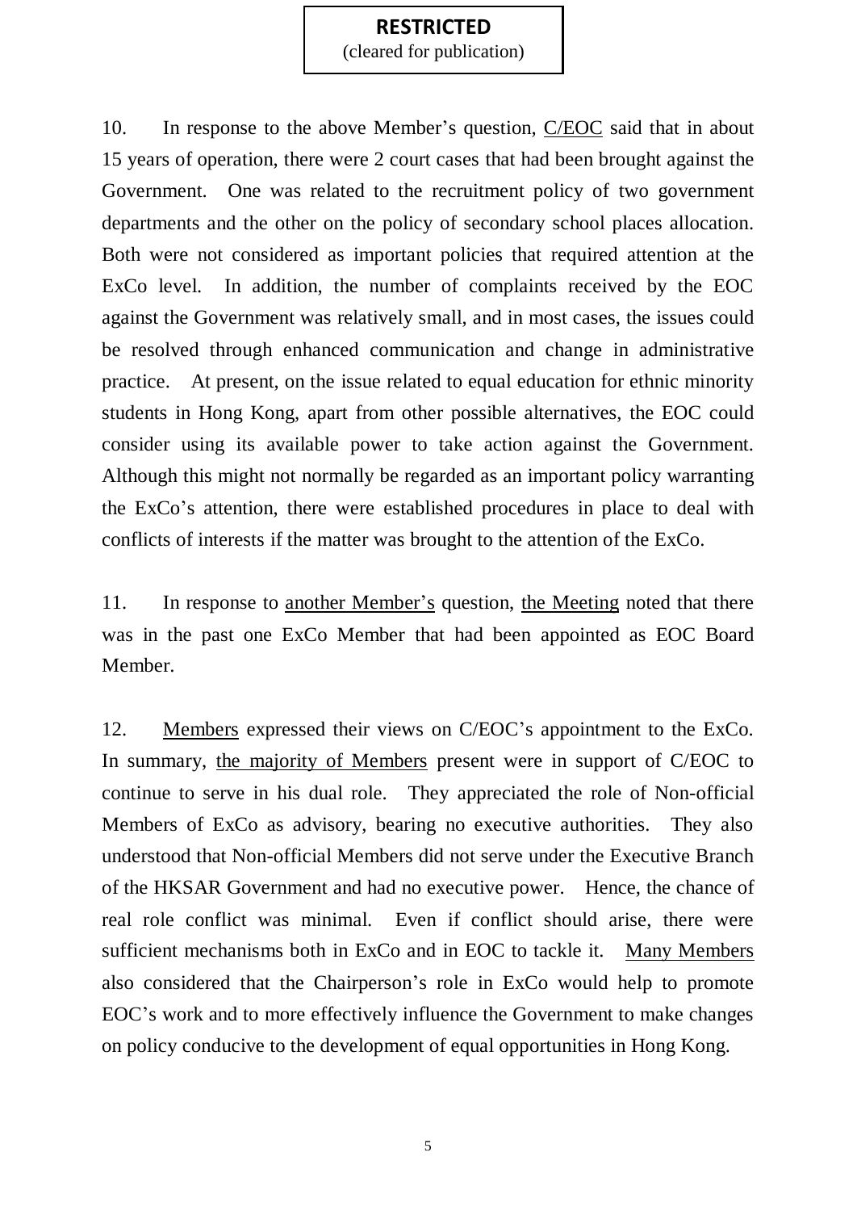**RESTRICTED**
(cleared for publication)

10. In response to the above Member's question, <u>C/EOC</u> said that in about 15 years of operation, there were 2 court cases that had been brought against the Government. One was related to the recruitment policy of two government departments and the other on the policy of secondary school places allocation. Both were not considered as important policies that required attention at the ExCo level. In addition, the number of complaints received by the EOC against the Government was relatively small, and in most cases, the issues could be resolved through enhanced communication and change in administrative practice. At present, on the issue related to equal education for ethnic minority students in Hong Kong, apart from other possible alternatives, the EOC could consider using its available power to take action against the Government. Although this might not normally be regarded as an important policy warranting the ExCo's attention, there were established procedures in place to deal with conflicts of interests if the matter was brought to the attention of the ExCo.

11. In response to <u>another Member's</u> question, <u>the Meeting</u> noted that there was in the past one ExCo Member that had been appointed as EOC Board Member.

12. <u>Members</u> expressed their views on C/EOC's appointment to the ExCo. In summary, <u>the majority of Members</u> present were in support of C/EOC to continue to serve in his dual role. They appreciated the role of Non-official Members of ExCo as advisory, bearing no executive authorities. They also understood that Non-official Members did not serve under the Executive Branch of the HKSAR Government and had no executive power. Hence, the chance of real role conflict was minimal. Even if conflict should arise, there were sufficient mechanisms both in ExCo and in EOC to tackle it. <u>Many Members</u> also considered that the Chairperson's role in ExCo would help to promote EOC's work and to more effectively influence the Government to make changes on policy conducive to the development of equal opportunities in Hong Kong.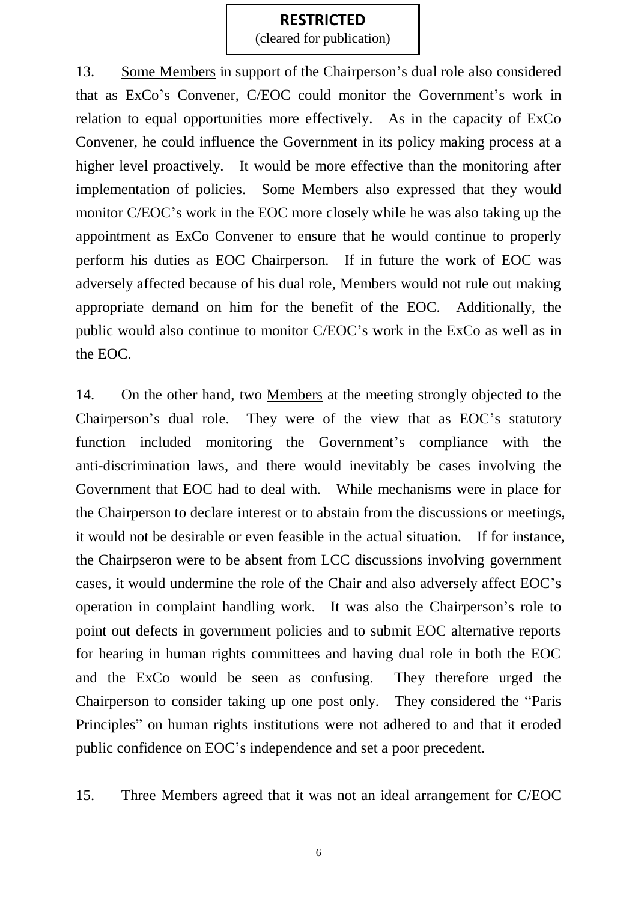**RESTRICTED**
(cleared for publication)

13. <u>Some Members</u> in support of the Chairperson's dual role also considered that as ExCo's Convener, C/EOC could monitor the Government's work in relation to equal opportunities more effectively. As in the capacity of ExCo Convener, he could influence the Government in its policy making process at a higher level proactively. It would be more effective than the monitoring after implementation of policies. <u>Some Members</u> also expressed that they would monitor C/EOC's work in the EOC more closely while he was also taking up the appointment as ExCo Convener to ensure that he would continue to properly perform his duties as EOC Chairperson. If in future the work of EOC was adversely affected because of his dual role, Members would not rule out making appropriate demand on him for the benefit of the EOC. Additionally, the public would also continue to monitor C/EOC's work in the ExCo as well as in the EOC.

14. On the other hand, two <u>Members</u> at the meeting strongly objected to the Chairperson's dual role. They were of the view that as EOC's statutory function included monitoring the Government's compliance with the anti-discrimination laws, and there would inevitably be cases involving the Government that EOC had to deal with. While mechanisms were in place for the Chairperson to declare interest or to abstain from the discussions or meetings, it would not be desirable or even feasible in the actual situation. If for instance, the Chairpseron were to be absent from LCC discussions involving government cases, it would undermine the role of the Chair and also adversely affect EOC's operation in complaint handling work. It was also the Chairperson's role to point out defects in government policies and to submit EOC alternative reports for hearing in human rights committees and having dual role in both the EOC and the ExCo would be seen as confusing. They therefore urged the Chairperson to consider taking up one post only. They considered the "Paris Principles" on human rights institutions were not adhered to and that it eroded public confidence on EOC's independence and set a poor precedent.

15. <u>Three Members</u> agreed that it was not an ideal arrangement for C/EOC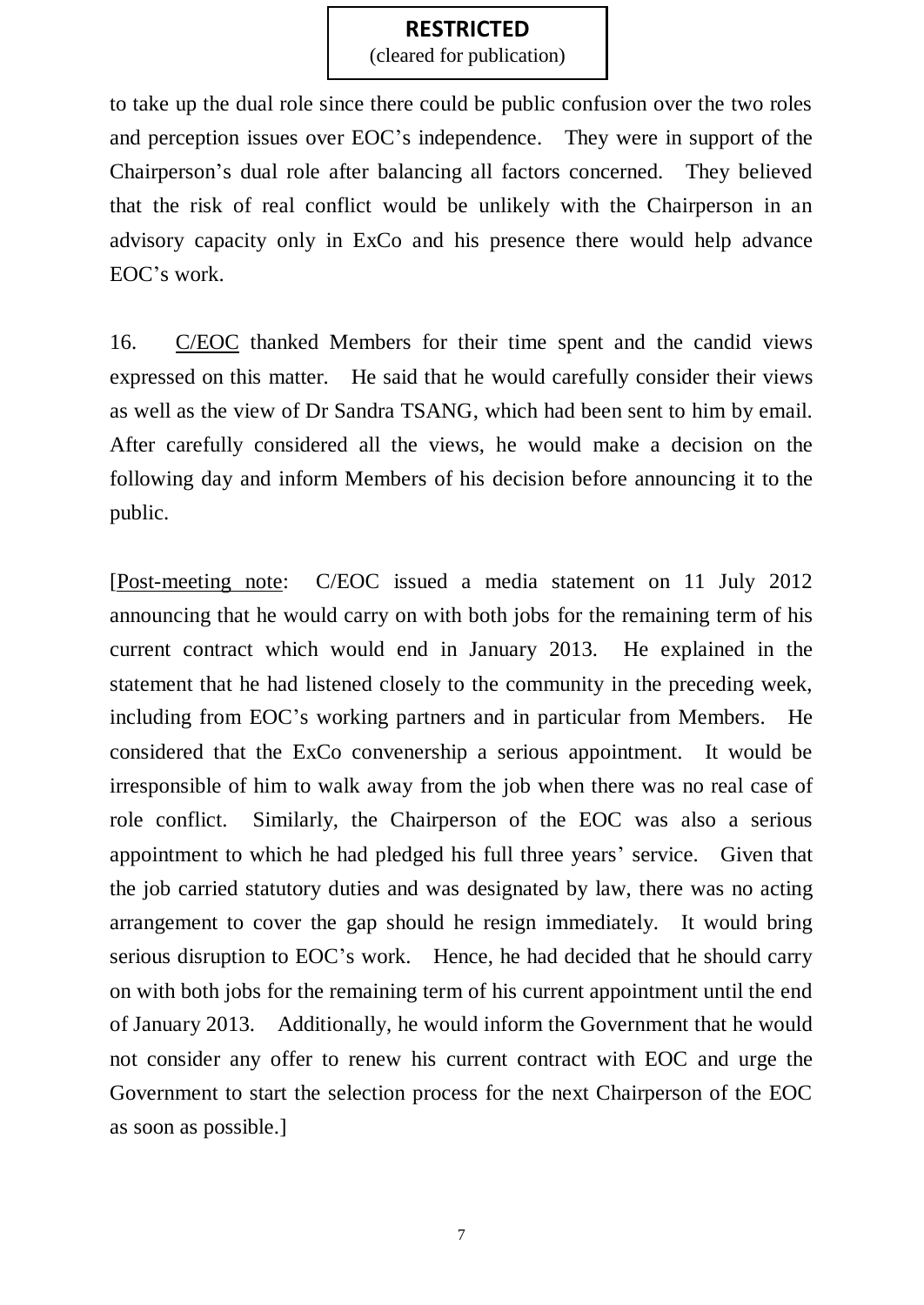to take up the dual role since there could be public confusion over the two roles and perception issues over EOC's independence. They were in support of the Chairperson's dual role after balancing all factors concerned. They believed that the risk of real conflict would be unlikely with the Chairperson in an advisory capacity only in ExCo and his presence there would help advance EOC's work.

16. C/EOC thanked Members for their time spent and the candid views expressed on this matter. He said that he would carefully consider their views as well as the view of Dr Sandra TSANG, which had been sent to him by email. After carefully considered all the views, he would make a decision on the following day and inform Members of his decision before announcing it to the public.

[Post-meeting note: C/EOC issued a media statement on 11 July 2012 announcing that he would carry on with both jobs for the remaining term of his current contract which would end in January 2013. He explained in the statement that he had listened closely to the community in the preceding week, including from EOC's working partners and in particular from Members. He considered that the ExCo convenership a serious appointment. It would be irresponsible of him to walk away from the job when there was no real case of role conflict. Similarly, the Chairperson of the EOC was also a serious appointment to which he had pledged his full three years' service. Given that the job carried statutory duties and was designated by law, there was no acting arrangement to cover the gap should he resign immediately. It would bring serious disruption to EOC's work. Hence, he had decided that he should carry on with both jobs for the remaining term of his current appointment until the end of January 2013. Additionally, he would inform the Government that he would not consider any offer to renew his current contract with EOC and urge the Government to start the selection process for the next Chairperson of the EOC as soon as possible.]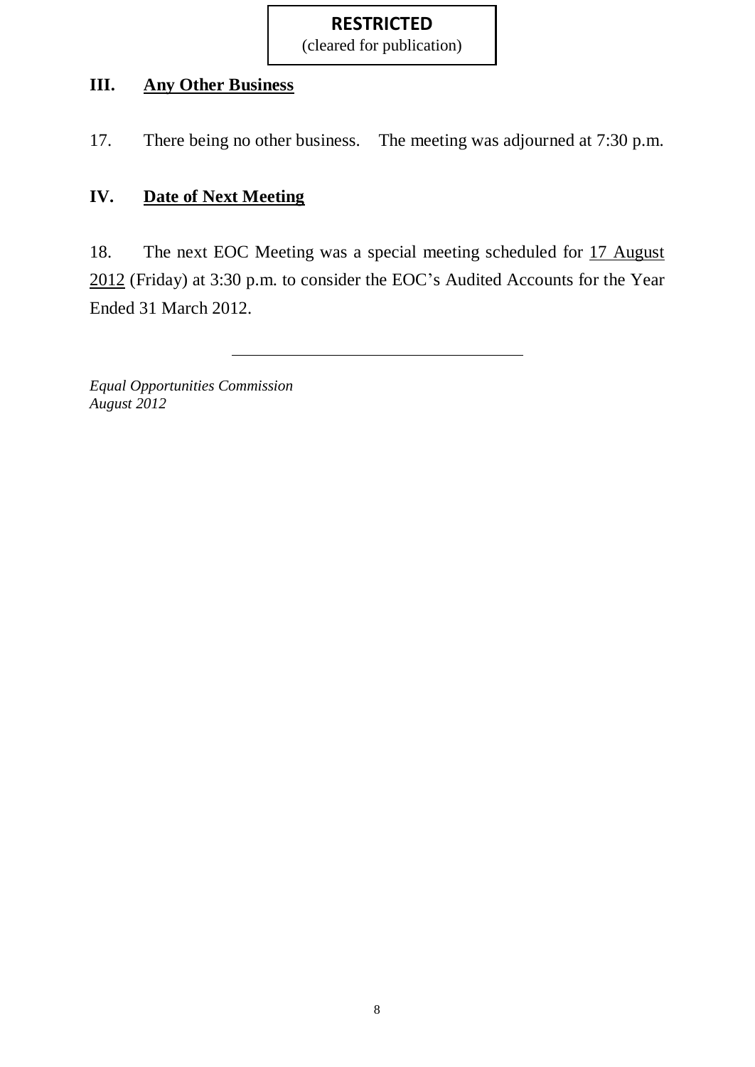**RESTRICTED**
(cleared for publication)

## III. Any Other Business

17. There being no other business. The meeting was adjourned at 7:30 p.m.

## IV. Date of Next Meeting

18. The next EOC Meeting was a special meeting scheduled for 17 August 2012 (Friday) at 3:30 p.m. to consider the EOC's Audited Accounts for the Year Ended 31 March 2012.

---

*Equal Opportunities Commission*
*August 2012*